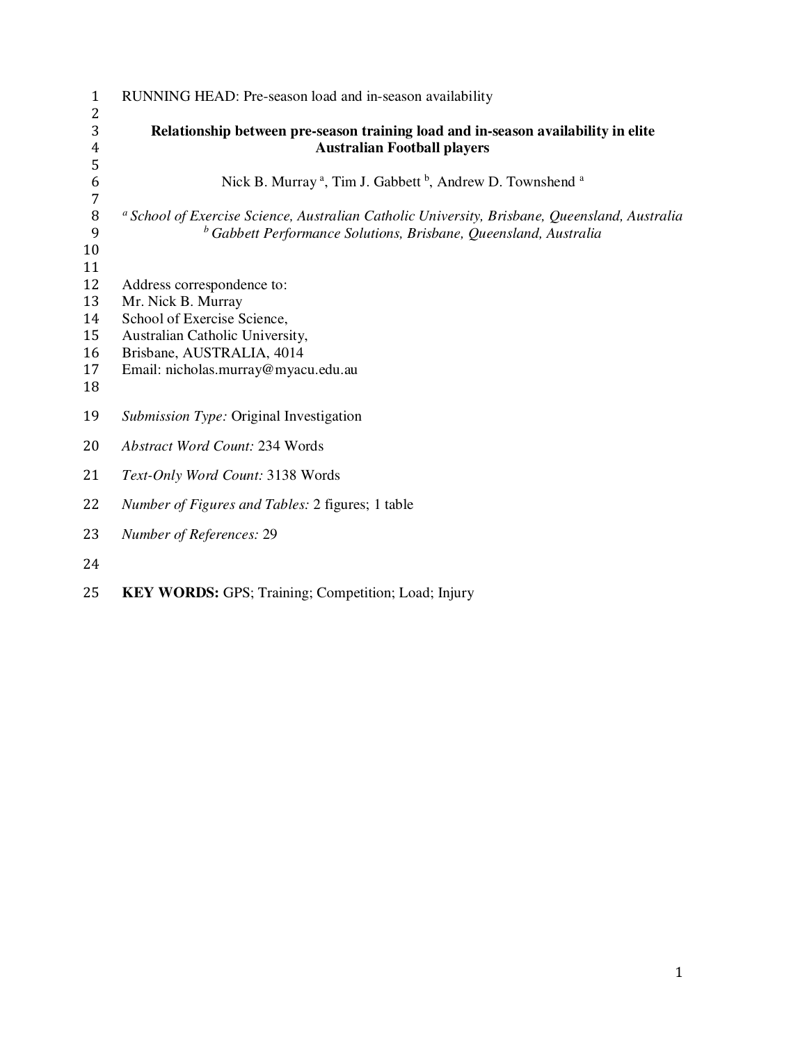RUNNING HEAD: Pre-season load and in-season availability

# Relationship between pre-season training load and in-season availability in elite Australian Football players

Nick B. Murray [a], Tim J. Gabbett [b], Andrew D. Townshend [a]

[a] *School of Exercise Science, Australian Catholic University, Brisbane, Queensland, Australia*
[b] *Gabbett Performance Solutions, Brisbane, Queensland, Australia*

Address correspondence to:
Mr. Nick B. Murray
School of Exercise Science,
Australian Catholic University,
Brisbane, AUSTRALIA, 4014
Email: nicholas.murray@myacu.edu.au

*Submission Type:* Original Investigation

*Abstract Word Count:* 234 Words

*Text-Only Word Count:* 3138 Words

*Number of Figures and Tables:* 2 figures; 1 table

*Number of References:* 29

**KEY WORDS:** GPS; Training; Competition; Load; Injury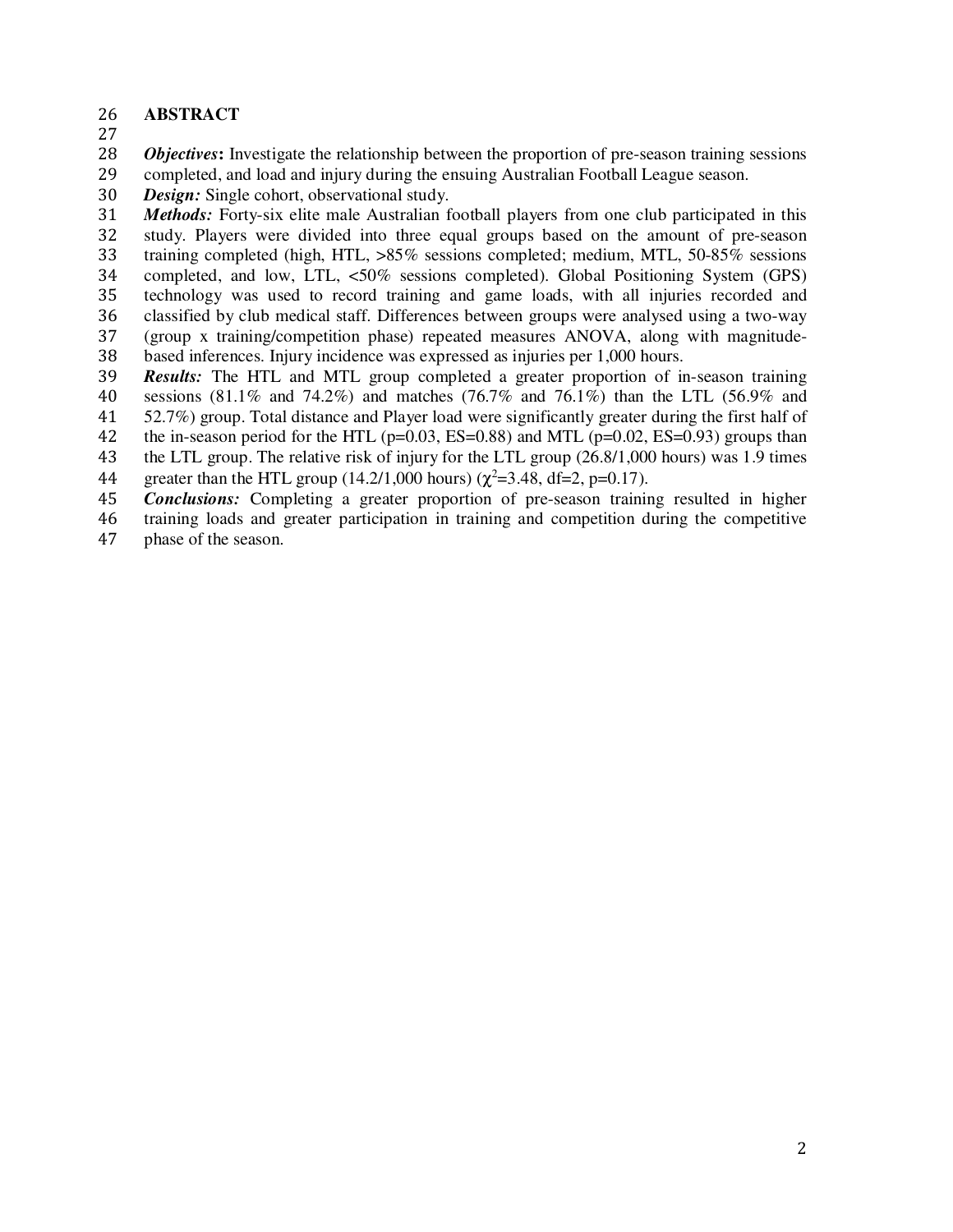## ABSTRACT

***Objectives*:** Investigate the relationship between the proportion of pre-season training sessions completed, and load and injury during the ensuing Australian Football League season.

***Design:*** Single cohort, observational study.

***Methods:*** Forty-six elite male Australian football players from one club participated in this study. Players were divided into three equal groups based on the amount of pre-season training completed (high, HTL, >85% sessions completed; medium, MTL, 50-85% sessions completed, and low, LTL, <50% sessions completed). Global Positioning System (GPS) technology was used to record training and game loads, with all injuries recorded and classified by club medical staff. Differences between groups were analysed using a two-way (group x training/competition phase) repeated measures ANOVA, along with magnitude-based inferences. Injury incidence was expressed as injuries per 1,000 hours.

***Results:*** The HTL and MTL group completed a greater proportion of in-season training sessions (81.1% and 74.2%) and matches (76.7% and 76.1%) than the LTL (56.9% and 52.7%) group. Total distance and Player load were significantly greater during the first half of the in-season period for the HTL ($p=0.03$, ES=0.88) and MTL ($p=0.02$, ES=0.93) groups than the LTL group. The relative risk of injury for the LTL group (26.8/1,000 hours) was 1.9 times greater than the HTL group (14.2/1,000 hours) ($\chi^2=3.48$, df=2, $p=0.17$).

***Conclusions:*** Completing a greater proportion of pre-season training resulted in higher training loads and greater participation in training and competition during the competitive phase of the season.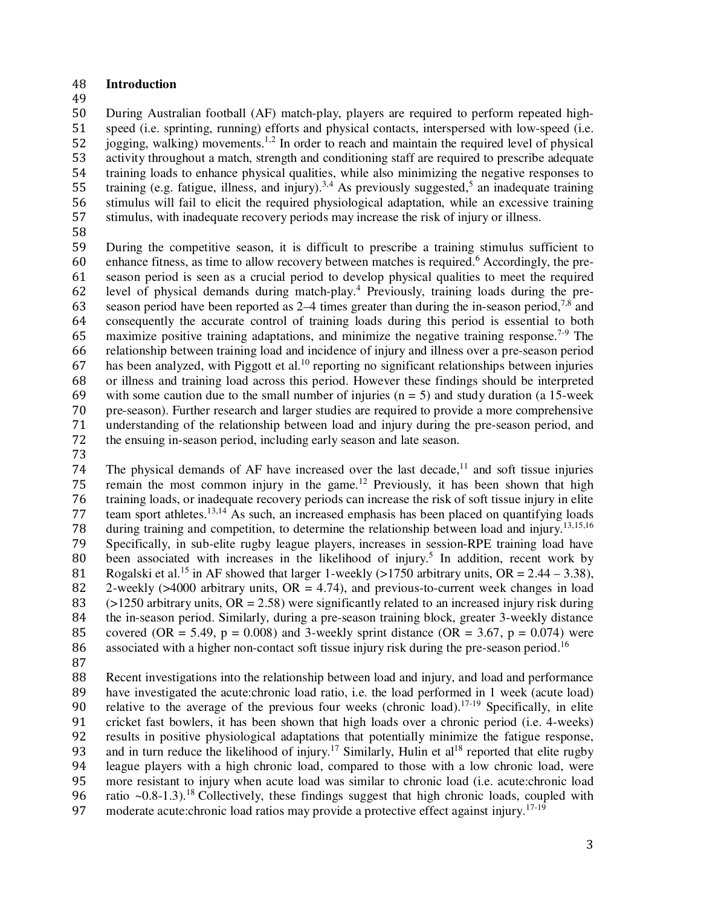## Introduction

During Australian football (AF) match-play, players are required to perform repeated high-speed (i.e. sprinting, running) efforts and physical contacts, interspersed with low-speed (i.e. jogging, walking) movements.[1,2] In order to reach and maintain the required level of physical activity throughout a match, strength and conditioning staff are required to prescribe adequate training loads to enhance physical qualities, while also minimizing the negative responses to training (e.g. fatigue, illness, and injury).[3,4] As previously suggested,[5] an inadequate training stimulus will fail to elicit the required physiological adaptation, while an excessive training stimulus, with inadequate recovery periods may increase the risk of injury or illness.

During the competitive season, it is difficult to prescribe a training stimulus sufficient to enhance fitness, as time to allow recovery between matches is required.[6] Accordingly, the pre-season period is seen as a crucial period to develop physical qualities to meet the required level of physical demands during match-play.[4] Previously, training loads during the pre-season period have been reported as 2–4 times greater than during the in-season period,[7,8] and consequently the accurate control of training loads during this period is essential to both maximize positive training adaptations, and minimize the negative training response.[7-9] The relationship between training load and incidence of injury and illness over a pre-season period has been analyzed, with Piggott et al.[10] reporting no significant relationships between injuries or illness and training load across this period. However these findings should be interpreted with some caution due to the small number of injuries (n = 5) and study duration (a 15-week pre-season). Further research and larger studies are required to provide a more comprehensive understanding of the relationship between load and injury during the pre-season period, and the ensuing in-season period, including early season and late season.

The physical demands of AF have increased over the last decade,[11] and soft tissue injuries remain the most common injury in the game.[12] Previously, it has been shown that high training loads, or inadequate recovery periods can increase the risk of soft tissue injury in elite team sport athletes.[13,14] As such, an increased emphasis has been placed on quantifying loads during training and competition, to determine the relationship between load and injury.[13,15,16] Specifically, in sub-elite rugby league players, increases in session-RPE training load have been associated with increases in the likelihood of injury.[5] In addition, recent work by Rogalski et al.[15] in AF showed that larger 1-weekly (>1750 arbitrary units, OR = 2.44 – 3.38), 2-weekly (>4000 arbitrary units, OR = 4.74), and previous-to-current week changes in load (>1250 arbitrary units, OR = 2.58) were significantly related to an increased injury risk during the in-season period. Similarly, during a pre-season training block, greater 3-weekly distance covered (OR = 5.49, $p = 0.008$) and 3-weekly sprint distance (OR = 3.67, $p = 0.074$) were associated with a higher non-contact soft tissue injury risk during the pre-season period.[16]

Recent investigations into the relationship between load and injury, and load and performance have investigated the acute:chronic load ratio, i.e. the load performed in 1 week (acute load) relative to the average of the previous four weeks (chronic load).[17-19] Specifically, in elite cricket fast bowlers, it has been shown that high loads over a chronic period (i.e. 4-weeks) results in positive physiological adaptations that potentially minimize the fatigue response, and in turn reduce the likelihood of injury.[17] Similarly, Hulin et al[18] reported that elite rugby league players with a high chronic load, compared to those with a low chronic load, were more resistant to injury when acute load was similar to chronic load (i.e. acute:chronic load ratio ~0.8-1.3).[18] Collectively, these findings suggest that high chronic loads, coupled with moderate acute:chronic load ratios may provide a protective effect against injury.[17-19]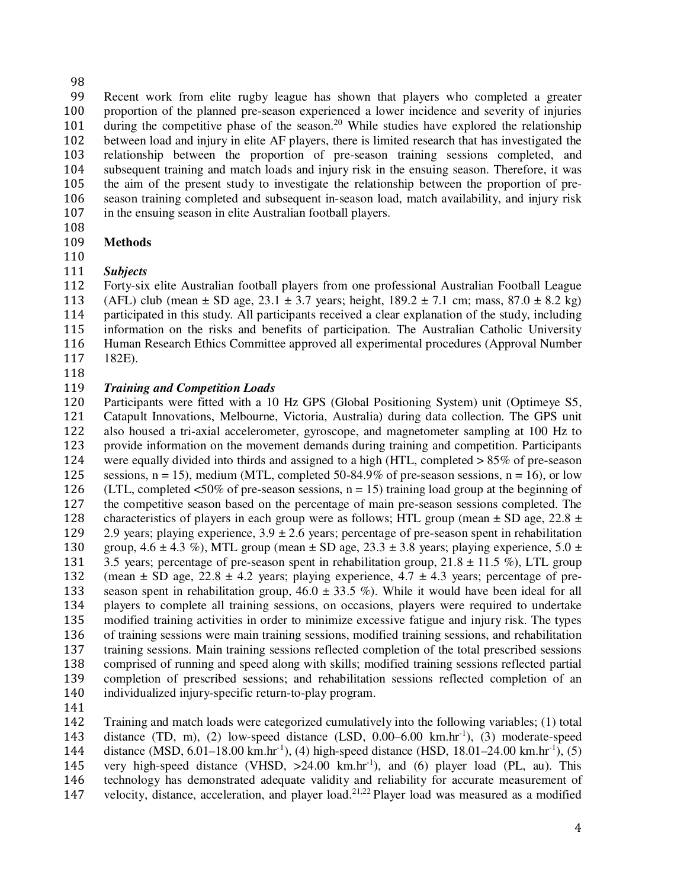Recent work from elite rugby league has shown that players who completed a greater proportion of the planned pre-season experienced a lower incidence and severity of injuries during the competitive phase of the season.[20] While studies have explored the relationship between load and injury in elite AF players, there is limited research that has investigated the relationship between the proportion of pre-season training sessions completed, and subsequent training and match loads and injury risk in the ensuing season. Therefore, it was the aim of the present study to investigate the relationship between the proportion of pre-season training completed and subsequent in-season load, match availability, and injury risk in the ensuing season in elite Australian football players.

## Methods

### *Subjects*

Forty-six elite Australian football players from one professional Australian Football League (AFL) club (mean ± SD age, 23.1 ± 3.7 years; height, 189.2 ± 7.1 cm; mass, 87.0 ± 8.2 kg) participated in this study. All participants received a clear explanation of the study, including information on the risks and benefits of participation. The Australian Catholic University Human Research Ethics Committee approved all experimental procedures (Approval Number 182E).

### *Training and Competition Loads*

Participants were fitted with a 10 Hz GPS (Global Positioning System) unit (Optimeye S5, Catapult Innovations, Melbourne, Victoria, Australia) during data collection. The GPS unit also housed a tri-axial accelerometer, gyroscope, and magnetometer sampling at 100 Hz to provide information on the movement demands during training and competition. Participants were equally divided into thirds and assigned to a high (HTL, completed > 85% of pre-season sessions, n = 15), medium (MTL, completed 50-84.9% of pre-season sessions, n = 16), or low (LTL, completed <50% of pre-season sessions, n = 15) training load group at the beginning of the competitive season based on the percentage of main pre-season sessions completed. The characteristics of players in each group were as follows; HTL group (mean ± SD age, 22.8 ± 2.9 years; playing experience, 3.9 ± 2.6 years; percentage of pre-season spent in rehabilitation group, 4.6 ± 4.3 %), MTL group (mean ± SD age, 23.3 ± 3.8 years; playing experience, 5.0 ± 3.5 years; percentage of pre-season spent in rehabilitation group, 21.8 ± 11.5 %), LTL group (mean ± SD age, 22.8 ± 4.2 years; playing experience, 4.7 ± 4.3 years; percentage of pre-season spent in rehabilitation group, 46.0 ± 33.5 %). While it would have been ideal for all players to complete all training sessions, on occasions, players were required to undertake modified training activities in order to minimize excessive fatigue and injury risk. The types of training sessions were main training sessions, modified training sessions, and rehabilitation training sessions. Main training sessions reflected completion of the total prescribed sessions comprised of running and speed along with skills; modified training sessions reflected partial completion of prescribed sessions; and rehabilitation sessions reflected completion of an individualized injury-specific return-to-play program.

Training and match loads were categorized cumulatively into the following variables; (1) total distance (TD, m), (2) low-speed distance (LSD, 0.00–6.00 km.hr$^{-1}$), (3) moderate-speed distance (MSD, 6.01–18.00 km.hr$^{-1}$), (4) high-speed distance (HSD, 18.01–24.00 km.hr$^{-1}$), (5) very high-speed distance (VHSD, >24.00 km.hr$^{-1}$), and (6) player load (PL, au). This technology has demonstrated adequate validity and reliability for accurate measurement of velocity, distance, acceleration, and player load.[21,22] Player load was measured as a modified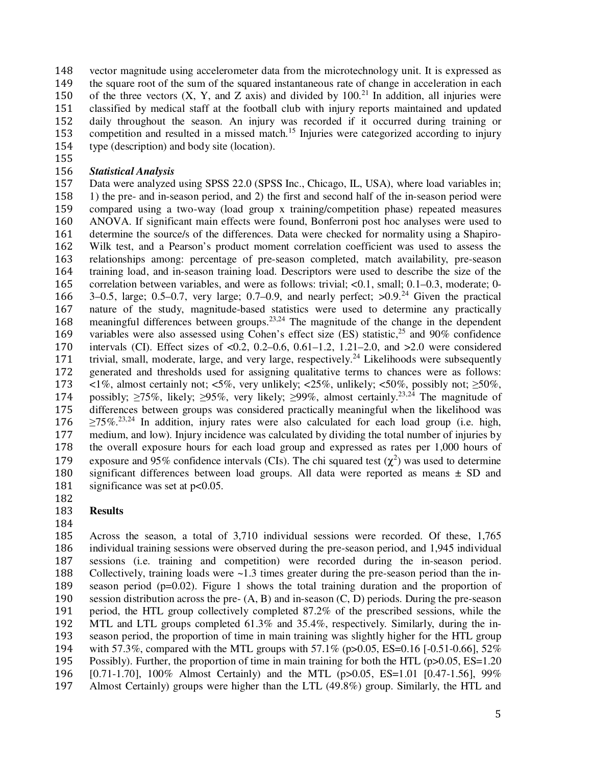vector magnitude using accelerometer data from the microtechnology unit. It is expressed as the square root of the sum of the squared instantaneous rate of change in acceleration in each of the three vectors (X, Y, and Z axis) and divided by 100.[21] In addition, all injuries were classified by medical staff at the football club with injury reports maintained and updated daily throughout the season. An injury was recorded if it occurred during training or competition and resulted in a missed match.[15] Injuries were categorized according to injury type (description) and body site (location).

### *Statistical Analysis*

Data were analyzed using SPSS 22.0 (SPSS Inc., Chicago, IL, USA), where load variables in; 1) the pre- and in-season period, and 2) the first and second half of the in-season period were compared using a two-way (load group x training/competition phase) repeated measures ANOVA. If significant main effects were found, Bonferroni post hoc analyses were used to determine the source/s of the differences. Data were checked for normality using a Shapiro-Wilk test, and a Pearson's product moment correlation coefficient was used to assess the relationships among: percentage of pre-season completed, match availability, pre-season training load, and in-season training load. Descriptors were used to describe the size of the correlation between variables, and were as follows: trivial; <0.1, small; 0.1–0.3, moderate; 0-3–0.5, large; 0.5–0.7, very large; 0.7–0.9, and nearly perfect; >0.9.[24] Given the practical nature of the study, magnitude-based statistics were used to determine any practically meaningful differences between groups.[23,24] The magnitude of the change in the dependent variables were also assessed using Cohen's effect size (ES) statistic,[25] and 90% confidence intervals (CI). Effect sizes of <0.2, 0.2–0.6, 0.61–1.2, 1.21–2.0, and >2.0 were considered trivial, small, moderate, large, and very large, respectively.[24] Likelihoods were subsequently generated and thresholds used for assigning qualitative terms to chances were as follows: <1%, almost certainly not; <5%, very unlikely; <25%, unlikely; <50%, possibly not; ≥50%, possibly; ≥75%, likely; ≥95%, very likely; ≥99%, almost certainly.[23,24] The magnitude of differences between groups was considered practically meaningful when the likelihood was ≥75%.[23,24] In addition, injury rates were also calculated for each load group (i.e. high, medium, and low). Injury incidence was calculated by dividing the total number of injuries by the overall exposure hours for each load group and expressed as rates per 1,000 hours of exposure and 95% confidence intervals (CIs). The chi squared test ($\chi^2$) was used to determine significant differences between load groups. All data were reported as means ± SD and significance was set at $p<0.05$.

## Results

Across the season, a total of 3,710 individual sessions were recorded. Of these, 1,765 individual training sessions were observed during the pre-season period, and 1,945 individual sessions (i.e. training and competition) were recorded during the in-season period. Collectively, training loads were ~1.3 times greater during the pre-season period than the in-season period ($p=0.02$). Figure 1 shows the total training duration and the proportion of session distribution across the pre- (A, B) and in-season (C, D) periods. During the pre-season period, the HTL group collectively completed 87.2% of the prescribed sessions, while the MTL and LTL groups completed 61.3% and 35.4%, respectively. Similarly, during the in-season period, the proportion of time in main training was slightly higher for the HTL group with 57.3%, compared with the MTL groups with 57.1% ($p>0.05$, ES=0.16 [-0.51-0.66], 52% Possibly). Further, the proportion of time in main training for both the HTL ($p>0.05$, ES=1.20 [0.71-1.70], 100% Almost Certainly) and the MTL ($p>0.05$, ES=1.01 [0.47-1.56], 99% Almost Certainly) groups were higher than the LTL (49.8%) group. Similarly, the HTL and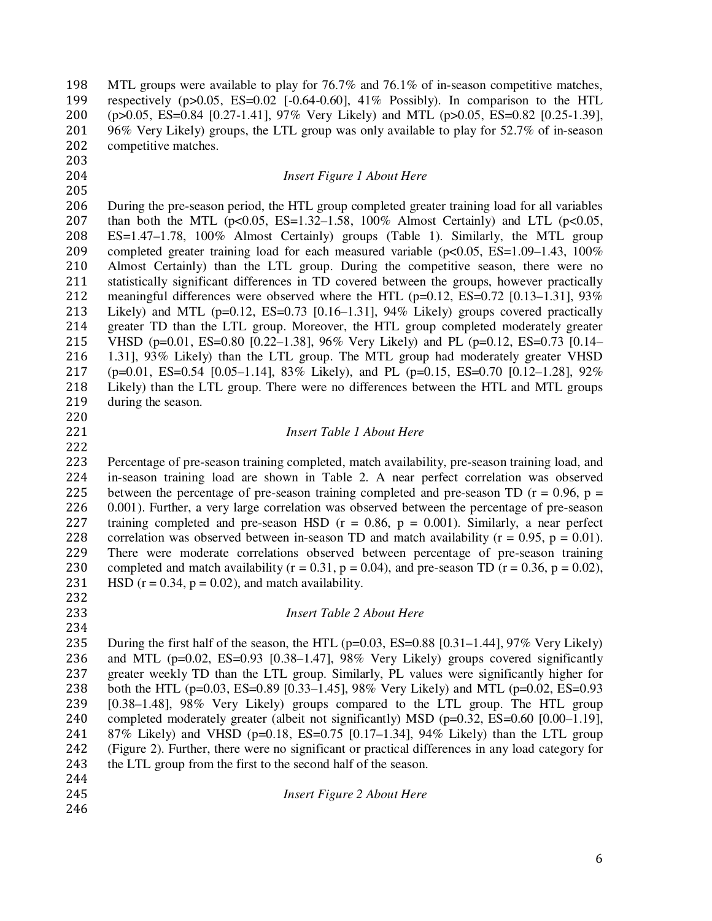MTL groups were available to play for 76.7% and 76.1% of in-season competitive matches, respectively ($p>0.05$, ES=0.02 [-0.64-0.60], 41% Possibly). In comparison to the HTL ($p>0.05$, ES=0.84 [0.27-1.41], 97% Very Likely) and MTL ($p>0.05$, ES=0.82 [0.25-1.39], 96% Very Likely) groups, the LTL group was only available to play for 52.7% of in-season competitive matches.

*Insert Figure 1 About Here*

During the pre-season period, the HTL group completed greater training load for all variables than both the MTL ($p<0.05$, ES=1.32–1.58, 100% Almost Certainly) and LTL ($p<0.05$, ES=1.47–1.78, 100% Almost Certainly) groups (Table 1). Similarly, the MTL group completed greater training load for each measured variable ($p<0.05$, ES=1.09–1.43, 100% Almost Certainly) than the LTL group. During the competitive season, there were no statistically significant differences in TD covered between the groups, however practically meaningful differences were observed where the HTL ($p=0.12$, ES=0.72 [0.13–1.31], 93% Likely) and MTL ($p=0.12$, ES=0.73 [0.16–1.31], 94% Likely) groups covered practically greater TD than the LTL group. Moreover, the HTL group completed moderately greater VHSD ($p=0.01$, ES=0.80 [0.22–1.38], 96% Very Likely) and PL ($p=0.12$, ES=0.73 [0.14–1.31], 93% Likely) than the LTL group. The MTL group had moderately greater VHSD ($p=0.01$, ES=0.54 [0.05–1.14], 83% Likely), and PL ($p=0.15$, ES=0.70 [0.12–1.28], 92% Likely) than the LTL group. There were no differences between the HTL and MTL groups during the season.

*Insert Table 1 About Here*

Percentage of pre-season training completed, match availability, pre-season training load, and in-season training load are shown in Table 2. A near perfect correlation was observed between the percentage of pre-season training completed and pre-season TD ($r = 0.96$, $p = 0.001$). Further, a very large correlation was observed between the percentage of pre-season training completed and pre-season HSD ($r = 0.86$, $p = 0.001$). Similarly, a near perfect correlation was observed between in-season TD and match availability ($r = 0.95$, $p = 0.01$). There were moderate correlations observed between percentage of pre-season training completed and match availability ($r = 0.31$, $p = 0.04$), and pre-season TD ($r = 0.36$, $p = 0.02$), HSD ($r = 0.34$, $p = 0.02$), and match availability.

*Insert Table 2 About Here*

During the first half of the season, the HTL ($p=0.03$, ES=0.88 [0.31–1.44], 97% Very Likely) and MTL ($p=0.02$, ES=0.93 [0.38–1.47], 98% Very Likely) groups covered significantly greater weekly TD than the LTL group. Similarly, PL values were significantly higher for both the HTL ($p=0.03$, ES=0.89 [0.33–1.45], 98% Very Likely) and MTL ($p=0.02$, ES=0.93 [0.38–1.48], 98% Very Likely) groups compared to the LTL group. The HTL group completed moderately greater (albeit not significantly) MSD ($p=0.32$, ES=0.60 [0.00–1.19], 87% Likely) and VHSD ($p=0.18$, ES=0.75 [0.17–1.34], 94% Likely) than the LTL group (Figure 2). Further, there were no significant or practical differences in any load category for the LTL group from the first to the second half of the season.

*Insert Figure 2 About Here*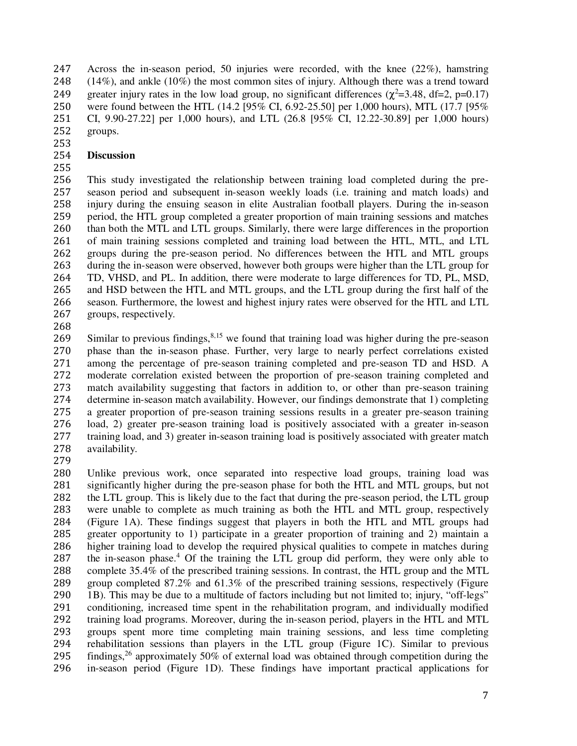Across the in-season period, 50 injuries were recorded, with the knee (22%), hamstring (14%), and ankle (10%) the most common sites of injury. Although there was a trend toward greater injury rates in the low load group, no significant differences ($\chi^2$=3.48, df=2, p=0.17) were found between the HTL (14.2 [95% CI, 6.92-25.50] per 1,000 hours), MTL (17.7 [95% CI, 9.90-27.22] per 1,000 hours), and LTL (26.8 [95% CI, 12.22-30.89] per 1,000 hours) groups.

## Discussion

This study investigated the relationship between training load completed during the pre-season period and subsequent in-season weekly loads (i.e. training and match loads) and injury during the ensuing season in elite Australian football players. During the in-season period, the HTL group completed a greater proportion of main training sessions and matches than both the MTL and LTL groups. Similarly, there were large differences in the proportion of main training sessions completed and training load between the HTL, MTL, and LTL groups during the pre-season period. No differences between the HTL and MTL groups during the in-season were observed, however both groups were higher than the LTL group for TD, VHSD, and PL. In addition, there were moderate to large differences for TD, PL, MSD, and HSD between the HTL and MTL groups, and the LTL group during the first half of the season. Furthermore, the lowest and highest injury rates were observed for the HTL and LTL groups, respectively.

Similar to previous findings,[8,15] we found that training load was higher during the pre-season phase than the in-season phase. Further, very large to nearly perfect correlations existed among the percentage of pre-season training completed and pre-season TD and HSD. A moderate correlation existed between the proportion of pre-season training completed and match availability suggesting that factors in addition to, or other than pre-season training determine in-season match availability. However, our findings demonstrate that 1) completing a greater proportion of pre-season training sessions results in a greater pre-season training load, 2) greater pre-season training load is positively associated with a greater in-season training load, and 3) greater in-season training load is positively associated with greater match availability.

Unlike previous work, once separated into respective load groups, training load was significantly higher during the pre-season phase for both the HTL and MTL groups, but not the LTL group. This is likely due to the fact that during the pre-season period, the LTL group were unable to complete as much training as both the HTL and MTL group, respectively (Figure 1A). These findings suggest that players in both the HTL and MTL groups had greater opportunity to 1) participate in a greater proportion of training and 2) maintain a higher training load to develop the required physical qualities to compete in matches during the in-season phase.[4] Of the training the LTL group did perform, they were only able to complete 35.4% of the prescribed training sessions. In contrast, the HTL group and the MTL group completed 87.2% and 61.3% of the prescribed training sessions, respectively (Figure 1B). This may be due to a multitude of factors including but not limited to; injury, "off-legs" conditioning, increased time spent in the rehabilitation program, and individually modified training load programs. Moreover, during the in-season period, players in the HTL and MTL groups spent more time completing main training sessions, and less time completing rehabilitation sessions than players in the LTL group (Figure 1C). Similar to previous findings,[26] approximately 50% of external load was obtained through competition during the in-season period (Figure 1D). These findings have important practical applications for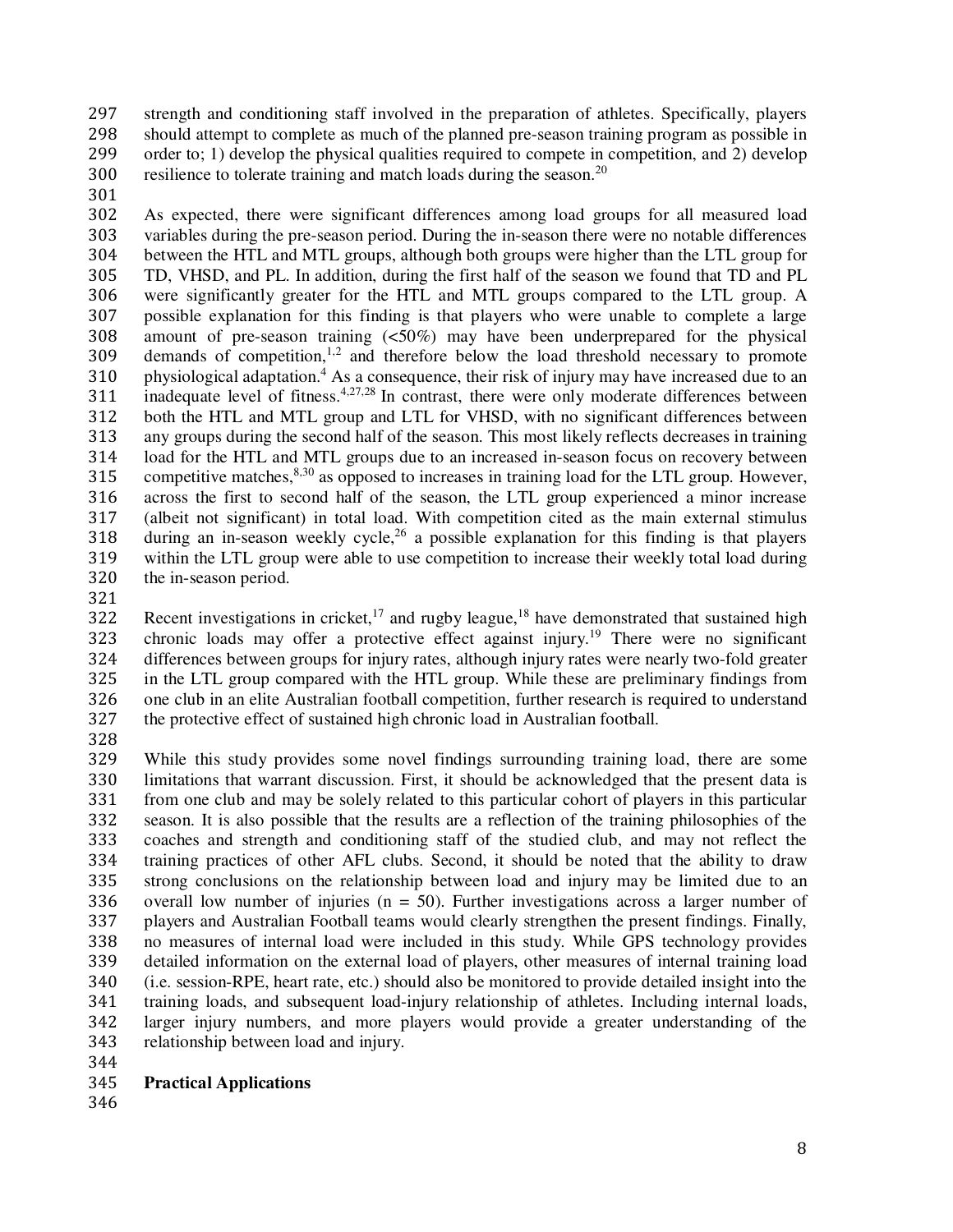strength and conditioning staff involved in the preparation of athletes. Specifically, players should attempt to complete as much of the planned pre-season training program as possible in order to; 1) develop the physical qualities required to compete in competition, and 2) develop resilience to tolerate training and match loads during the season.[20]

As expected, there were significant differences among load groups for all measured load variables during the pre-season period. During the in-season there were no notable differences between the HTL and MTL groups, although both groups were higher than the LTL group for TD, VHSD, and PL. In addition, during the first half of the season we found that TD and PL were significantly greater for the HTL and MTL groups compared to the LTL group. A possible explanation for this finding is that players who were unable to complete a large amount of pre-season training (<50%) may have been underprepared for the physical demands of competition,[1,2] and therefore below the load threshold necessary to promote physiological adaptation.[4] As a consequence, their risk of injury may have increased due to an inadequate level of fitness.[4,27,28] In contrast, there were only moderate differences between both the HTL and MTL group and LTL for VHSD, with no significant differences between any groups during the second half of the season. This most likely reflects decreases in training load for the HTL and MTL groups due to an increased in-season focus on recovery between competitive matches,[8,30] as opposed to increases in training load for the LTL group. However, across the first to second half of the season, the LTL group experienced a minor increase (albeit not significant) in total load. With competition cited as the main external stimulus during an in-season weekly cycle,[26] a possible explanation for this finding is that players within the LTL group were able to use competition to increase their weekly total load during the in-season period.

Recent investigations in cricket,[17] and rugby league,[18] have demonstrated that sustained high chronic loads may offer a protective effect against injury.[19] There were no significant differences between groups for injury rates, although injury rates were nearly two-fold greater in the LTL group compared with the HTL group. While these are preliminary findings from one club in an elite Australian football competition, further research is required to understand the protective effect of sustained high chronic load in Australian football.

While this study provides some novel findings surrounding training load, there are some limitations that warrant discussion. First, it should be acknowledged that the present data is from one club and may be solely related to this particular cohort of players in this particular season. It is also possible that the results are a reflection of the training philosophies of the coaches and strength and conditioning staff of the studied club, and may not reflect the training practices of other AFL clubs. Second, it should be noted that the ability to draw strong conclusions on the relationship between load and injury may be limited due to an overall low number of injuries (n = 50). Further investigations across a larger number of players and Australian Football teams would clearly strengthen the present findings. Finally, no measures of internal load were included in this study. While GPS technology provides detailed information on the external load of players, other measures of internal training load (i.e. session-RPE, heart rate, etc.) should also be monitored to provide detailed insight into the training loads, and subsequent load-injury relationship of athletes. Including internal loads, larger injury numbers, and more players would provide a greater understanding of the relationship between load and injury.

## Practical Applications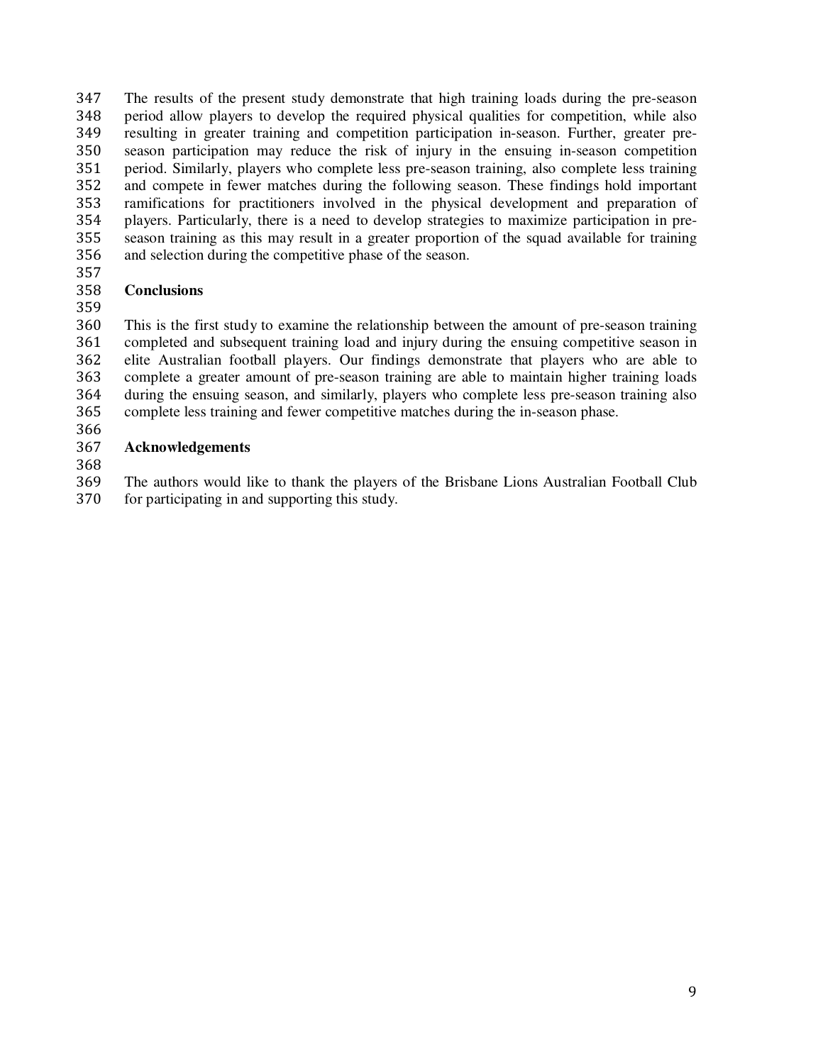The results of the present study demonstrate that high training loads during the pre-season period allow players to develop the required physical qualities for competition, while also resulting in greater training and competition participation in-season. Further, greater pre-season participation may reduce the risk of injury in the ensuing in-season competition period. Similarly, players who complete less pre-season training, also complete less training and compete in fewer matches during the following season. These findings hold important ramifications for practitioners involved in the physical development and preparation of players. Particularly, there is a need to develop strategies to maximize participation in pre-season training as this may result in a greater proportion of the squad available for training and selection during the competitive phase of the season.

## Conclusions

This is the first study to examine the relationship between the amount of pre-season training completed and subsequent training load and injury during the ensuing competitive season in elite Australian football players. Our findings demonstrate that players who are able to complete a greater amount of pre-season training are able to maintain higher training loads during the ensuing season, and similarly, players who complete less pre-season training also complete less training and fewer competitive matches during the in-season phase.

## Acknowledgements

The authors would like to thank the players of the Brisbane Lions Australian Football Club for participating in and supporting this study.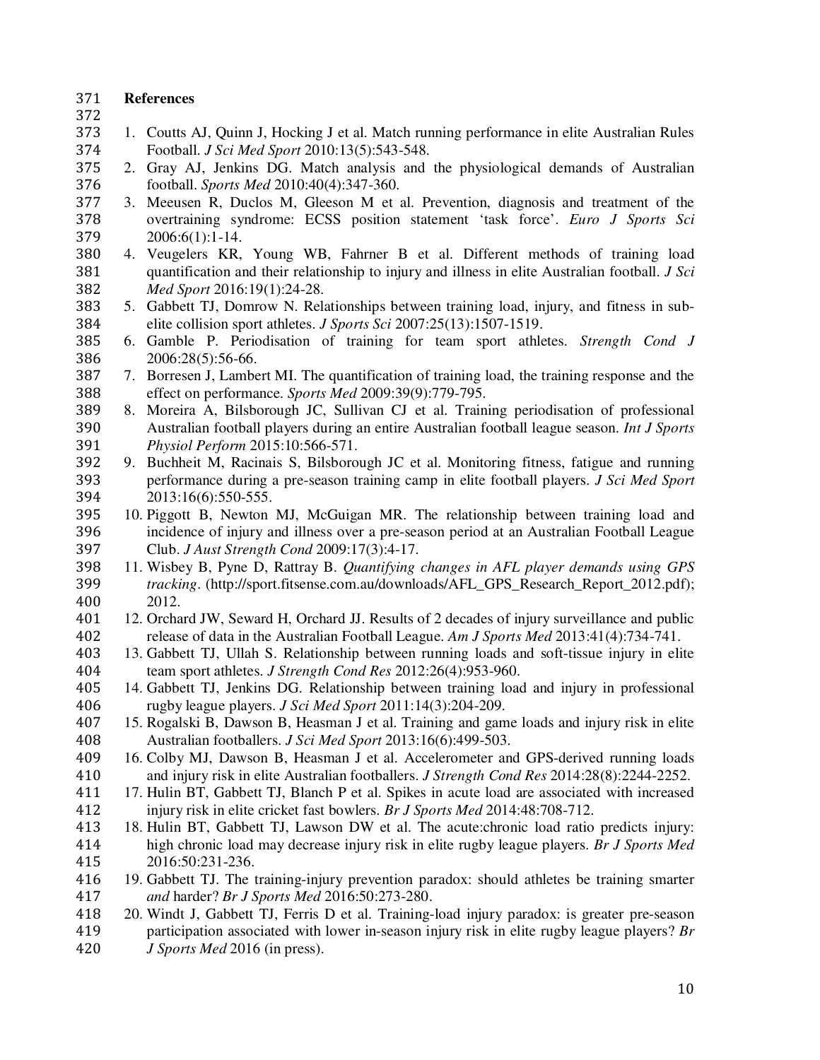## References

1. Coutts AJ, Quinn J, Hocking J et al. Match running performance in elite Australian Rules Football. *J Sci Med Sport* 2010:13(5):543-548.
2. Gray AJ, Jenkins DG. Match analysis and the physiological demands of Australian football. *Sports Med* 2010:40(4):347-360.
3. Meeusen R, Duclos M, Gleeson M et al. Prevention, diagnosis and treatment of the overtraining syndrome: ECSS position statement 'task force'. *Euro J Sports Sci* 2006:6(1):1-14.
4. Veugelers KR, Young WB, Fahrner B et al. Different methods of training load quantification and their relationship to injury and illness in elite Australian football. *J Sci Med Sport* 2016:19(1):24-28.
5. Gabbett TJ, Domrow N. Relationships between training load, injury, and fitness in sub-elite collision sport athletes. *J Sports Sci* 2007:25(13):1507-1519.
6. Gamble P. Periodisation of training for team sport athletes. *Strength Cond J* 2006:28(5):56-66.
7. Borresen J, Lambert MI. The quantification of training load, the training response and the effect on performance. *Sports Med* 2009:39(9):779-795.
8. Moreira A, Bilsborough JC, Sullivan CJ et al. Training periodisation of professional Australian football players during an entire Australian football league season. *Int J Sports Physiol Perform* 2015:10:566-571.
9. Buchheit M, Racinais S, Bilsborough JC et al. Monitoring fitness, fatigue and running performance during a pre-season training camp in elite football players. *J Sci Med Sport* 2013:16(6):550-555.
10. Piggott B, Newton MJ, McGuigan MR. The relationship between training load and incidence of injury and illness over a pre-season period at an Australian Football League Club. *J Aust Strength Cond* 2009:17(3):4-17.
11. Wisbey B, Pyne D, Rattray B. *Quantifying changes in AFL player demands using GPS tracking*. (http://sport.fitsense.com.au/downloads/AFL_GPS_Research_Report_2012.pdf); 2012.
12. Orchard JW, Seward H, Orchard JJ. Results of 2 decades of injury surveillance and public release of data in the Australian Football League. *Am J Sports Med* 2013:41(4):734-741.
13. Gabbett TJ, Ullah S. Relationship between running loads and soft-tissue injury in elite team sport athletes. *J Strength Cond Res* 2012:26(4):953-960.
14. Gabbett TJ, Jenkins DG. Relationship between training load and injury in professional rugby league players. *J Sci Med Sport* 2011:14(3):204-209.
15. Rogalski B, Dawson B, Heasman J et al. Training and game loads and injury risk in elite Australian footballers. *J Sci Med Sport* 2013:16(6):499-503.
16. Colby MJ, Dawson B, Heasman J et al. Accelerometer and GPS-derived running loads and injury risk in elite Australian footballers. *J Strength Cond Res* 2014:28(8):2244-2252.
17. Hulin BT, Gabbett TJ, Blanch P et al. Spikes in acute load are associated with increased injury risk in elite cricket fast bowlers. *Br J Sports Med* 2014:48:708-712.
18. Hulin BT, Gabbett TJ, Lawson DW et al. The acute:chronic load ratio predicts injury: high chronic load may decrease injury risk in elite rugby league players. *Br J Sports Med* 2016:50:231-236.
19. Gabbett TJ. The training-injury prevention paradox: should athletes be training smarter *and* harder? *Br J Sports Med* 2016:50:273-280.
20. Windt J, Gabbett TJ, Ferris D et al. Training-load injury paradox: is greater pre-season participation associated with lower in-season injury risk in elite rugby league players? *Br J Sports Med* 2016 (in press).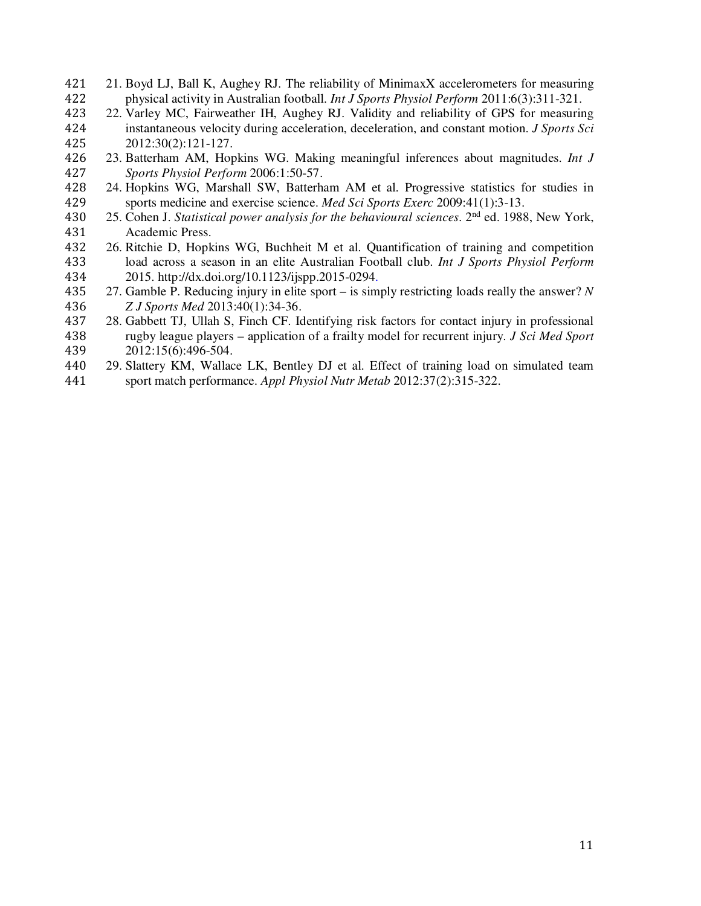21. Boyd LJ, Ball K, Aughey RJ. The reliability of MinimaxX accelerometers for measuring physical activity in Australian football. *Int J Sports Physiol Perform* 2011:6(3):311-321.
22. Varley MC, Fairweather IH, Aughey RJ. Validity and reliability of GPS for measuring instantaneous velocity during acceleration, deceleration, and constant motion. *J Sports Sci* 2012:30(2):121-127.
23. Batterham AM, Hopkins WG. Making meaningful inferences about magnitudes. *Int J Sports Physiol Perform* 2006:1:50-57.
24. Hopkins WG, Marshall SW, Batterham AM et al. Progressive statistics for studies in sports medicine and exercise science. *Med Sci Sports Exerc* 2009:41(1):3-13.
25. Cohen J. *Statistical power analysis for the behavioural sciences*. 2nd ed. 1988, New York, Academic Press.
26. Ritchie D, Hopkins WG, Buchheit M et al. Quantification of training and competition load across a season in an elite Australian Football club. *Int J Sports Physiol Perform* 2015. http://dx.doi.org/10.1123/ijspp.2015-0294.
27. Gamble P. Reducing injury in elite sport – is simply restricting loads really the answer? *N Z J Sports Med* 2013:40(1):34-36.
28. Gabbett TJ, Ullah S, Finch CF. Identifying risk factors for contact injury in professional rugby league players – application of a frailty model for recurrent injury. *J Sci Med Sport* 2012:15(6):496-504.
29. Slattery KM, Wallace LK, Bentley DJ et al. Effect of training load on simulated team sport match performance. *Appl Physiol Nutr Metab* 2012:37(2):315-322.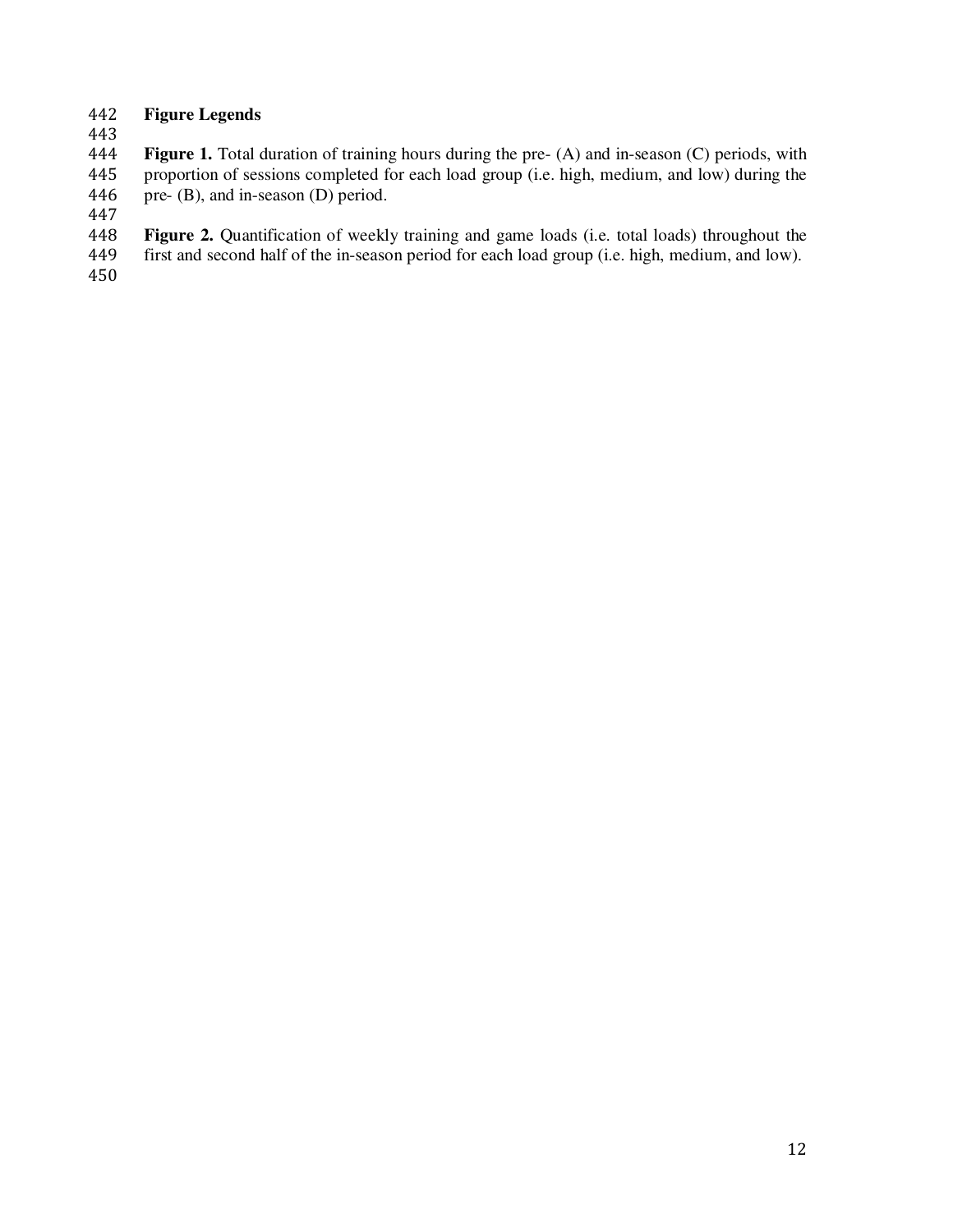## Figure Legends

**Figure 1.** Total duration of training hours during the pre- (A) and in-season (C) periods, with proportion of sessions completed for each load group (i.e. high, medium, and low) during the pre- (B), and in-season (D) period.

**Figure 2.** Quantification of weekly training and game loads (i.e. total loads) throughout the first and second half of the in-season period for each load group (i.e. high, medium, and low).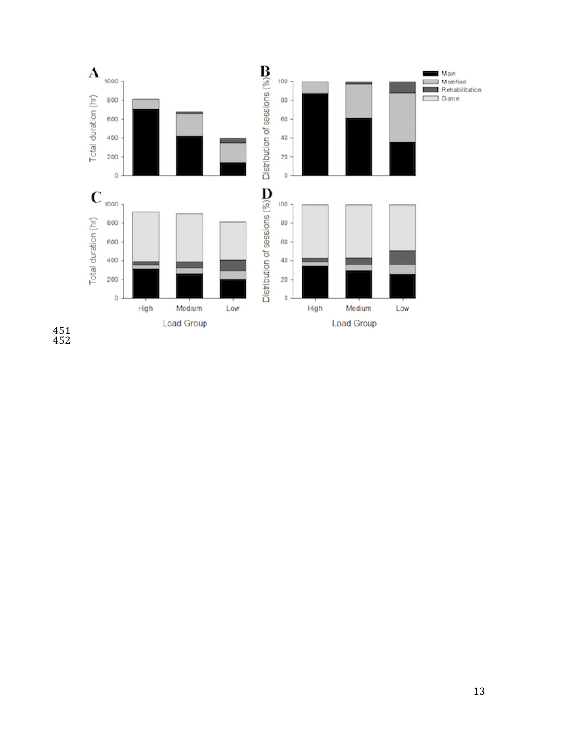A

B

C

D

Total duration (hr)

Distribution of sessions (%)

Main

Modified

Rehabilitation

Game

High Medium Low

Load Group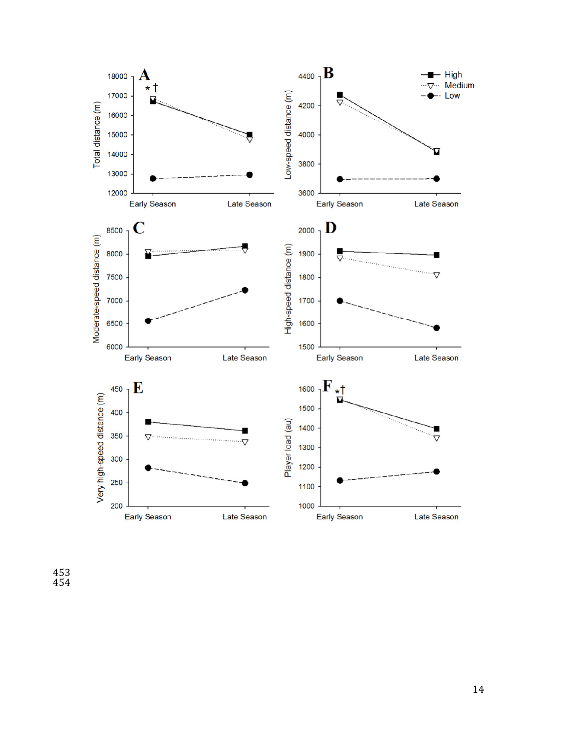**A** * †

Total distance (m)

18000
17000
16000
15000
14000
13000
12000

Early Season    Late Season

**B**

Low-speed distance (m)

4400
4200
4000
3800
3600

Early Season    Late Season

High
Medium
Low

**C**

Moderate-speed distance (m)

8500
8000
7500
7000
6500
6000

Early Season    Late Season

**D**

High-speed distance (m)

2000
1900
1800
1700
1600
1500

Early Season    Late Season

**E**

Very high-speed distance (m)

450
400
350
300
250
200

Early Season    Late Season

**F** * †

Player load (au)

1600
1500
1400
1300
1200
1100
1000

Early Season    Late Season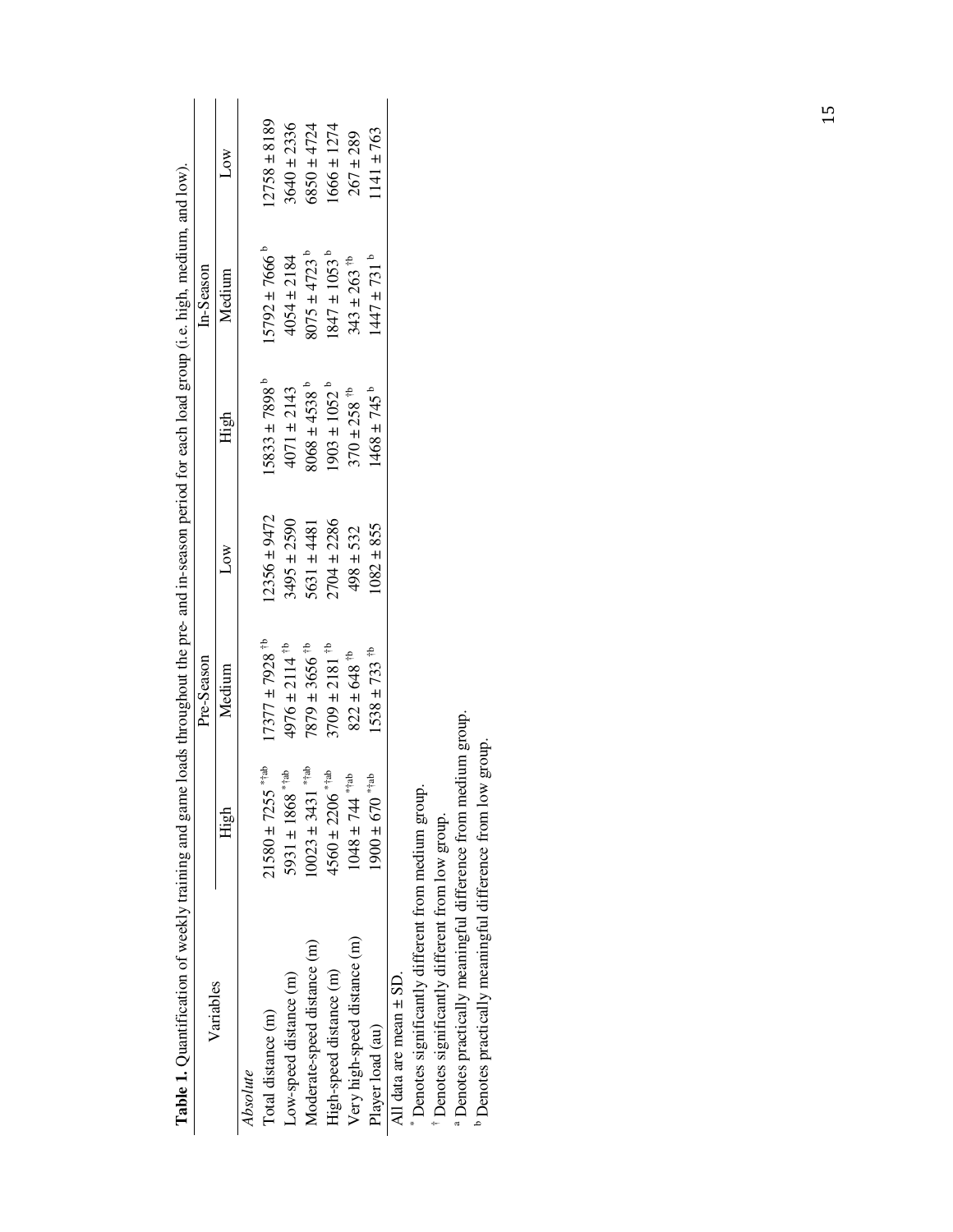**Table 1.** Quantification of weekly training and game loads throughout the pre- and in-season period for each load group (i.e. high, medium, and low).

| Variables | Pre-Season | | | In-Season | | |
|---|---|---|---|---|---|---|
| | High | Medium | Low | High | Medium | Low |
| *Absolute* | | | | | | |
| Total distance (m) | 21580 ± 7255 [*†ab] | 17377 ± 7928 [†b] | 12356 ± 9472 | 15833 ± 7898 [b] | 15792 ± 7666 [b] | 12758 ± 8189 |
| Low-speed distance (m) | 5931 ± 1868 [*†ab] | 4976 ± 2114 [†b] | 3495 ± 2590 | 4071 ± 2143 | 4054 ± 2184 | 3640 ± 2336 |
| Moderate-speed distance (m) | 10023 ± 3431 [*†ab] | 7879 ± 3656 [†b] | 5631 ± 4481 | 8068 ± 4538 [b] | 8075 ± 4723 [b] | 6850 ± 4724 |
| High-speed distance (m) | 4560 ± 2206 [*†ab] | 3709 ± 2181 [†b] | 2704 ± 2286 | 1903 ± 1052 [b] | 1847 ± 1053 [b] | 1666 ± 1274 |
| Very high-speed distance (m) | 1048 ± 744 [*†ab] | 822 ± 648 [†b] | 498 ± 532 | 370 ± 258 [†b] | 343 ± 263 [†b] | 267 ± 289 |
| Player load (au) | 1900 ± 670 [*†ab] | 1538 ± 733 [†b] | 1082 ± 855 | 1468 ± 745 [b] | 1447 ± 731 [b] | 1141 ± 763 |

All data are mean ± SD.

[*] Denotes significantly different from medium group.

[†] Denotes significantly different from low group.

[a] Denotes practically meaningful difference from medium group.

[b] Denotes practically meaningful difference from low group.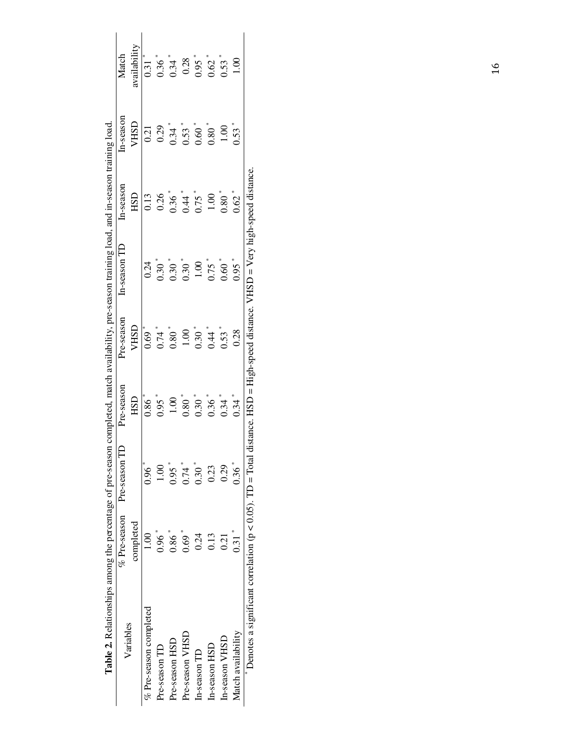**Table 2.** Relationships among the percentage of pre-season completed, match availability, pre-season training load, and in-season training load.

| Variables | % Pre-season completed | Pre-season TD | Pre-season HSD | Pre-season VHSD | In-season TD | In-season HSD | In-season VHSD | Match availability |
|---|---|---|---|---|---|---|---|---|
| % Pre-season completed | 1.00 | 0.96* | 0.86* | 0.69* | 0.24 | 0.13 | 0.21 | 0.31* |
| Pre-season TD | 0.96* | 1.00 | 0.95* | 0.74* | 0.30* | 0.26 | 0.29 | 0.36* |
| Pre-season HSD | 0.86* | 0.95* | 1.00 | 0.80* | 0.30* | 0.36* | 0.34* | 0.34* |
| Pre-season VHSD | 0.69* | 0.74* | 0.80* | 1.00 | 0.30* | 0.44* | 0.53* | 0.28 |
| In-season TD | 0.24 | 0.30* | 0.30* | 0.30* | 1.00 | 0.75* | 0.60* | 0.95* |
| In-season HSD | 0.13 | 0.23 | 0.36* | 0.44* | 0.75* | 1.00 | 0.80* | 0.62* |
| In-season VHSD | 0.21 | 0.29 | 0.34* | 0.53* | 0.60* | 0.80* | 1.00 | 0.53* |
| Match availability | 0.31* | 0.36* | 0.34* | 0.28 | 0.95* | 0.62* | 0.53* | 1.00 |

* Denotes a significant correlation ($p < 0.05$). TD = Total distance. HSD = High-speed distance. VHSD = Very high-speed distance.